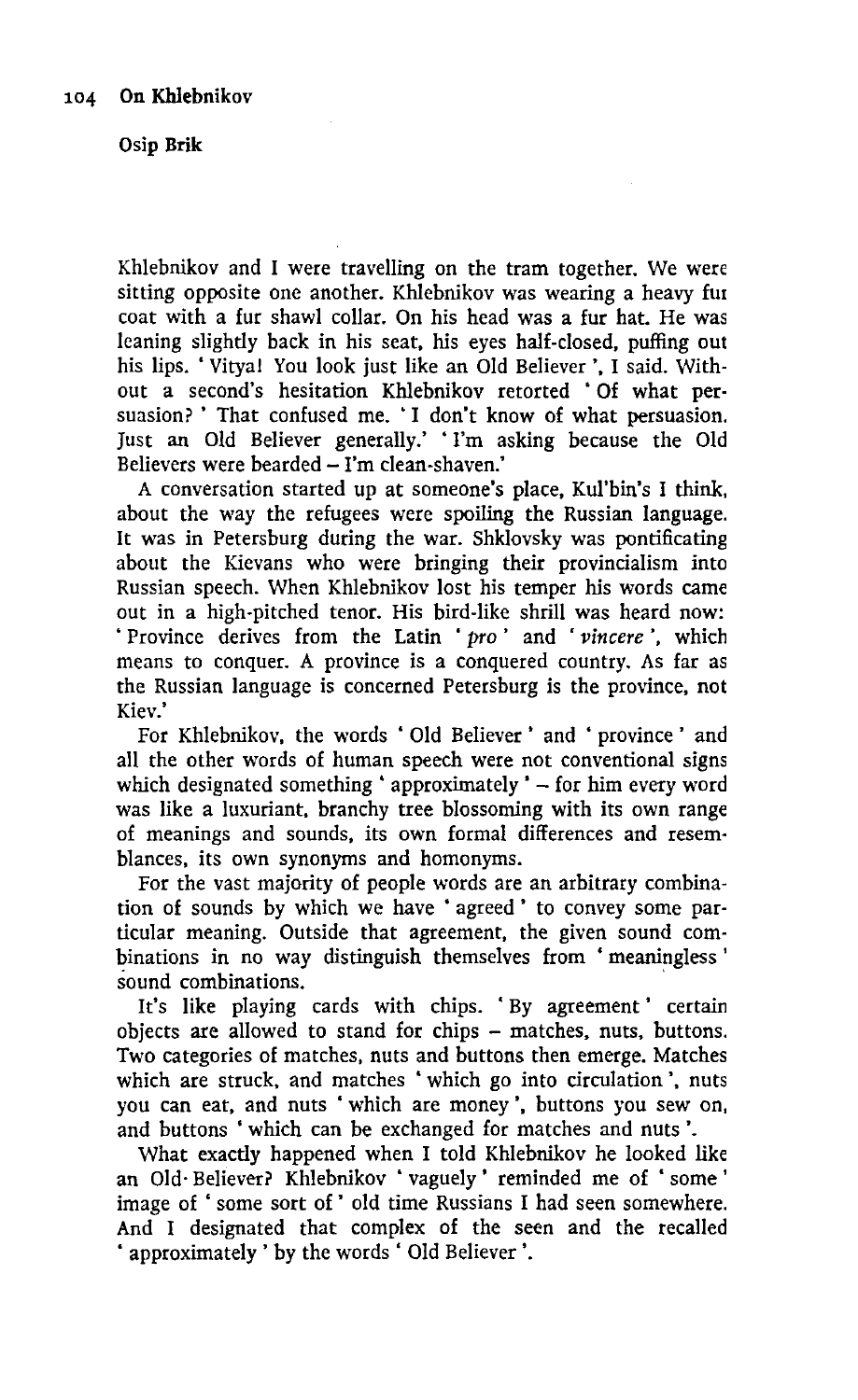## Osip Brik

Khlebnikov and I were travelling on the tram together. We were sitting opposite one another. Khlebnikov was wearing a heavy fur coat with a fur shawl collar. On his head was a fur hat. He was leaning slightly back in his seat, his eyes half-closed, puffing out his lips. 'Vitya! You look just like an Old Believer', I said. Without a second's hesitation Khlebnikov retorted 'Of what persuasion?' That confused me. 'I don't know of what persuasion. Just an Old Believer generally.' 'I'm asking because the Old Believers were bearded – I'm clean-shaven.'

A conversation started up at someone's place, Kul'bin's I think, about the way the refugees were spoiling the Russian language. It was in Petersburg during the war. Shklovsky was pontificating about the Kievans who were bringing their provincialism into Russian speech. When Khlebnikov lost his temper his words came out in a high-pitched tenor. His bird-like shrill was heard now: 'Province derives from the Latin '*pro*' and '*vincere*', which means to conquer. A province is a conquered country. As far as the Russian language is concerned Petersburg is the province, not Kiev.'

For Khlebnikov, the words 'Old Believer' and 'province' and all the other words of human speech were not conventional signs which designated something 'approximately' – for him every word was like a luxuriant, branchy tree blossoming with its own range of meanings and sounds, its own formal differences and resemblances, its own synonyms and homonyms.

For the vast majority of people words are an arbitrary combination of sounds by which we have 'agreed' to convey some particular meaning. Outside that agreement, the given sound combinations in no way distinguish themselves from 'meaningless' sound combinations.

It's like playing cards with chips. 'By agreement' certain objects are allowed to stand for chips – matches, nuts, buttons. Two categories of matches, nuts and buttons then emerge. Matches which are struck, and matches 'which go into circulation', nuts you can eat, and nuts 'which are money', buttons you sew on, and buttons 'which can be exchanged for matches and nuts'.

What exactly happened when I told Khlebnikov he looked like an Old-Believer? Khlebnikov 'vaguely' reminded me of 'some' image of 'some sort of' old time Russians I had seen somewhere. And I designated that complex of the seen and the recalled 'approximately' by the words 'Old Believer'.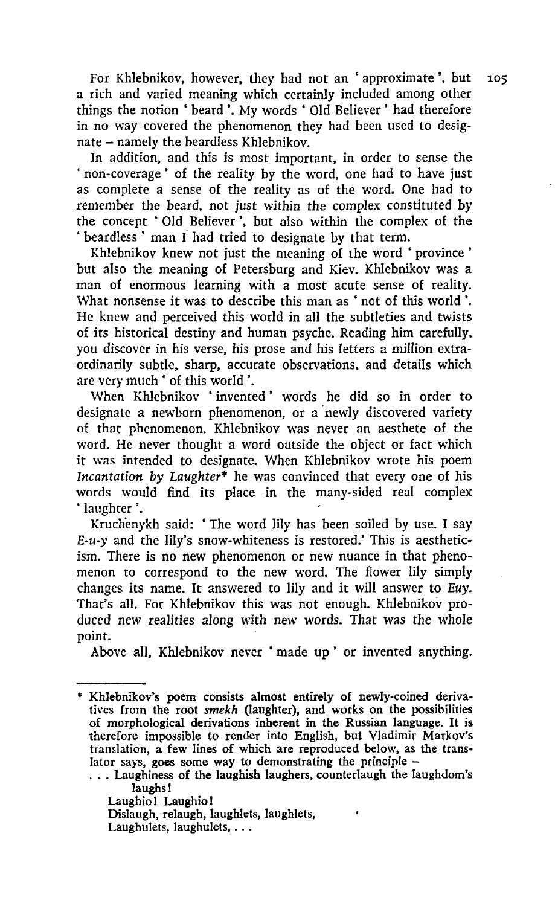For Khlebnikov, however, they had not an ' approximate ', but a rich and varied meaning which certainly included among other things the notion ' beard '. My words ' Old Believer ' had therefore in no way covered the phenomenon they had been used to designate – namely the beardless Khlebnikov.

In addition, and this is most important, in order to sense the ' non-coverage ' of the reality by the word, one had to have just as complete a sense of the reality as of the word. One had to remember the beard, not just within the complex constituted by the concept ' Old Believer ', but also within the complex of the ' beardless ' man I had tried to designate by that term.

Khlebnikov knew not just the meaning of the word ' province ' but also the meaning of Petersburg and Kiev. Khlebnikov was a man of enormous learning with a most acute sense of reality. What nonsense it was to describe this man as ' not of this world '. He knew and perceived this world in all the subtleties and twists of its historical destiny and human psyche. Reading him carefully, you discover in his verse, his prose and his letters a million extraordinarily subtle, sharp, accurate observations, and details which are very much ' of this world '.

When Khlebnikov ' invented ' words he did so in order to designate a newborn phenomenon, or a newly discovered variety of that phenomenon. Khlebnikov was never an aesthete of the word. He never thought a word outside the object or fact which it was intended to designate. When Khlebnikov wrote his poem *Incantation by Laughter** he was convinced that every one of his words would find its place in the many-sided real complex ' laughter '.

Kruchenykh said: ' The word lily has been soiled by use. I say *E-u-y* and the lily's snow-whiteness is restored.' This is aestheticism. There is no new phenomenon or new nuance in that phenomenon to correspond to the new word. The flower lily simply changes its name. It answered to lily and it will answer to *Euy*. That's all. For Khlebnikov this was not enough. Khlebnikov produced *new realities along with new words. That was the whole point.*

Above all, Khlebnikov never ' made up ' or invented anything.

---

* Khlebnikov's poem consists almost entirely of newly-coined derivatives from the root *smekh* (laughter), and works on the possibilities of morphological derivations inherent in the Russian language. It is therefore impossible to render into English, but Vladimir Markov's translation, a few lines of which are reproduced below, as the translator says, goes some way to demonstrating the principle –

> . . . Laughiness of the laughish laughers, counterlaugh the laughdom's laughs!
> Laughio! Laughio!
> Dislaugh, relaugh, laughlets, laughlets,
> Laughulets, laughulets, . . .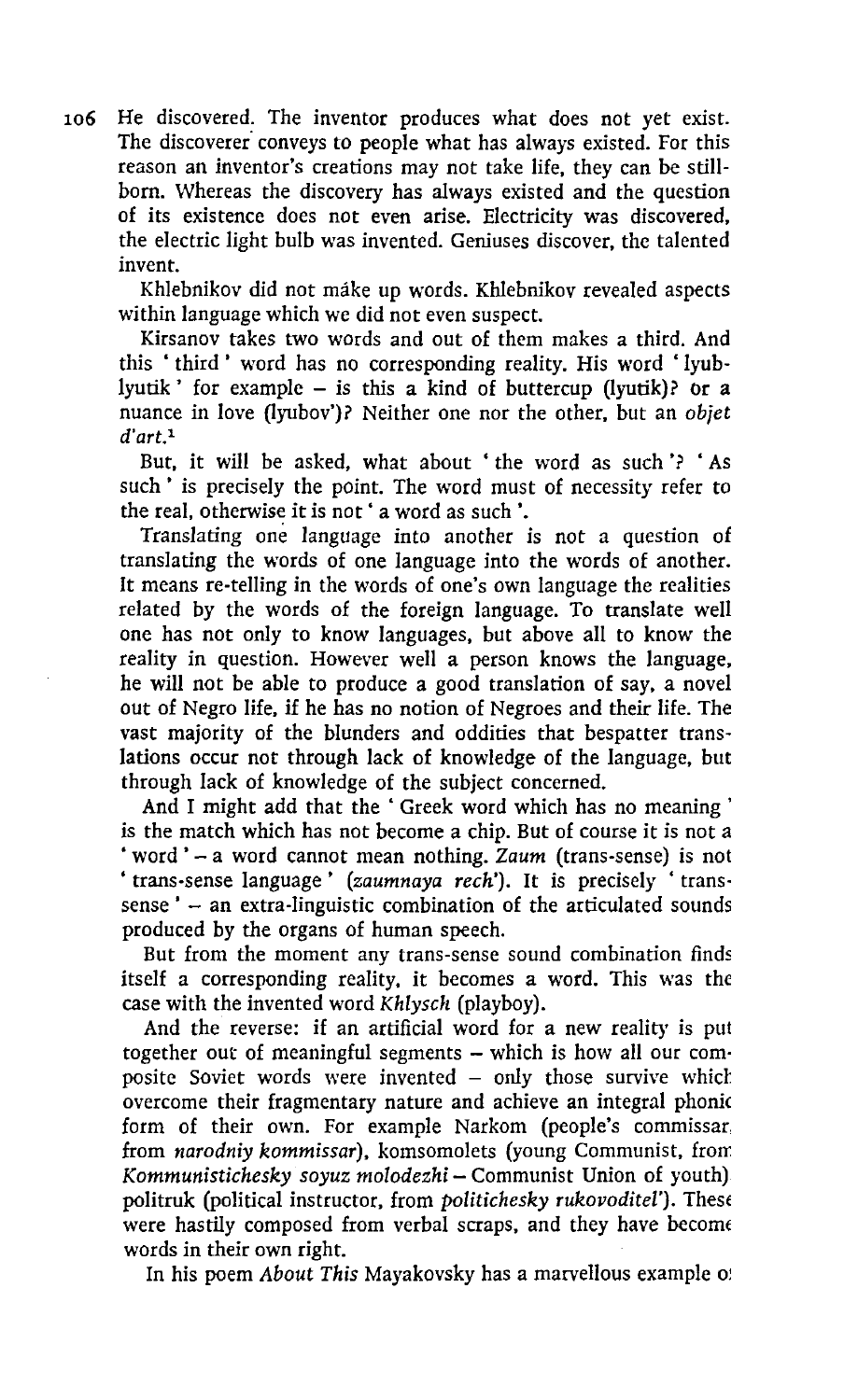He discovered. The inventor produces what does not yet exist. The discoverer conveys to people what has always existed. For this reason an inventor's creations may not take life, they can be still-born. Whereas the discovery has always existed and the question of its existence does not even arise. Electricity was discovered, the electric light bulb was invented. Geniuses discover, the talented invent.

Khlebnikov did not make up words. Khlebnikov revealed aspects within language which we did not even suspect.

Kirsanov takes two words and out of them makes a third. And this 'third' word has no corresponding reality. His word 'lyub-lyutik' for example – is this a kind of buttercup (lyutik)? or a nuance in love (lyubov')? Neither one nor the other, but an *objet d'art*.[1]

But, it will be asked, what about 'the word as such'? 'As such' is precisely the point. The word must of necessity refer to the real, otherwise it is not 'a word as such'.

Translating one language into another is not a question of translating the words of one language into the words of another. It means re-telling in the words of one's own language the realities related by the words of the foreign language. To translate well one has not only to know languages, but above all to know the reality in question. However well a person knows the language, he will not be able to produce a good translation of say, a novel out of Negro life, if he has no notion of Negroes and their life. The vast majority of the blunders and oddities that bespatter translations occur not through lack of knowledge of the language, but through lack of knowledge of the subject concerned.

And I might add that the 'Greek word which has no meaning' is the match which has not become a chip. But of course it is not a 'word' – a word cannot mean nothing. *Zaum* (trans-sense) is not 'trans-sense language' (*zaumnaya rech'*). It is precisely 'trans-sense' – an extra-linguistic combination of the articulated sounds produced by the organs of human speech.

But from the moment any trans-sense sound combination finds itself a corresponding reality, it becomes a word. This was the case with the invented word *Khlysch* (playboy).

And the reverse: if an artificial word for a new reality is put together out of meaningful segments – which is how all our composite Soviet words were invented – only those survive which overcome their fragmentary nature and achieve an integral phonic form of their own. For example Narkom (people's commissar, from *narodniy kommissar*), komsomolets (young Communist, from *Kommunistichesky soyuz molodezhi* – Communist Union of youth) politruk (political instructor, from *politichesky rukovoditel'*). These were hastily composed from verbal scraps, and they have become words in their own right.

In his poem *About This* Mayakovsky has a marvellous example of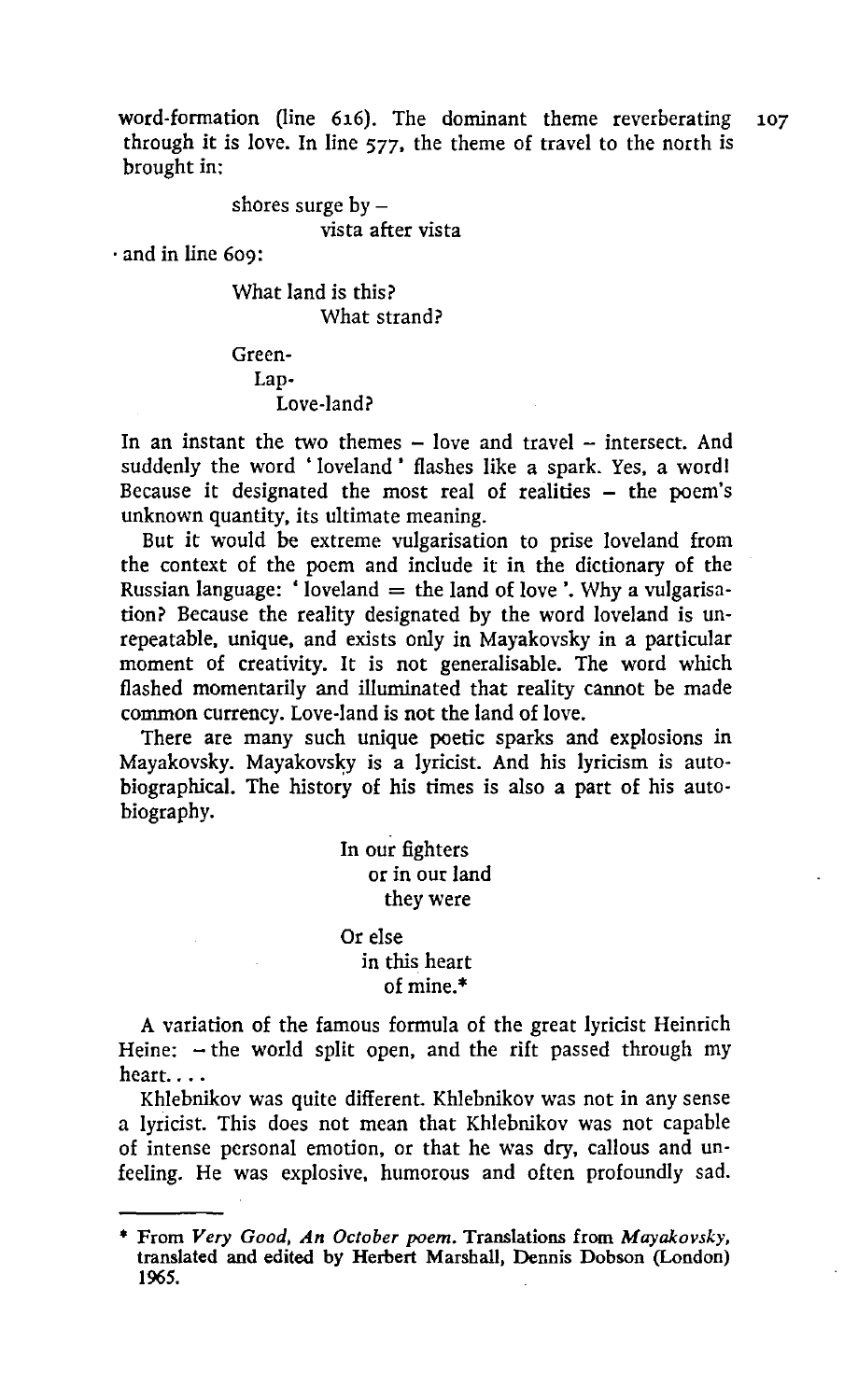word-formation (line 616). The dominant theme reverberating through it is love. In line 577, the theme of travel to the north is brought in:

> shores surge by –
> vista after vista

and in line 609:

> What land is this?
> What strand?
>
> Green-
> Lap-
> Love-land?

In an instant the two themes – love and travel – intersect. And suddenly the word 'loveland' flashes like a spark. Yes, a word! Because it designated the most real of realities – the poem's unknown quantity, its ultimate meaning.

But it would be extreme vulgarisation to prise loveland from the context of the poem and include it in the dictionary of the Russian language: 'loveland = the land of love'. Why a vulgarisation? Because the reality designated by the word loveland is unrepeatable, unique, and exists only in Mayakovsky in a particular moment of creativity. It is not generalisable. The word which flashed momentarily and illuminated that reality cannot be made common currency. Love-land is not the land of love.

There are many such unique poetic sparks and explosions in Mayakovsky. Mayakovsky is a lyricist. And his lyricism is autobiographical. The history of his times is also a part of his autobiography.

> In our fighters
> or in our land
> they were
>
> Or else
> in this heart
> of mine.*

A variation of the famous formula of the great lyricist Heinrich Heine: – the world split open, and the rift passed through my heart....

Khlebnikov was quite different. Khlebnikov was not in any sense a lyricist. This does not mean that Khlebnikov was not capable of intense personal emotion, or that he was dry, callous and unfeeling. He was explosive, humorous and often profoundly sad.

---

\* From *Very Good, An October poem*. Translations from *Mayakovsky*, translated and edited by Herbert Marshall, Dennis Dobson (London) 1965.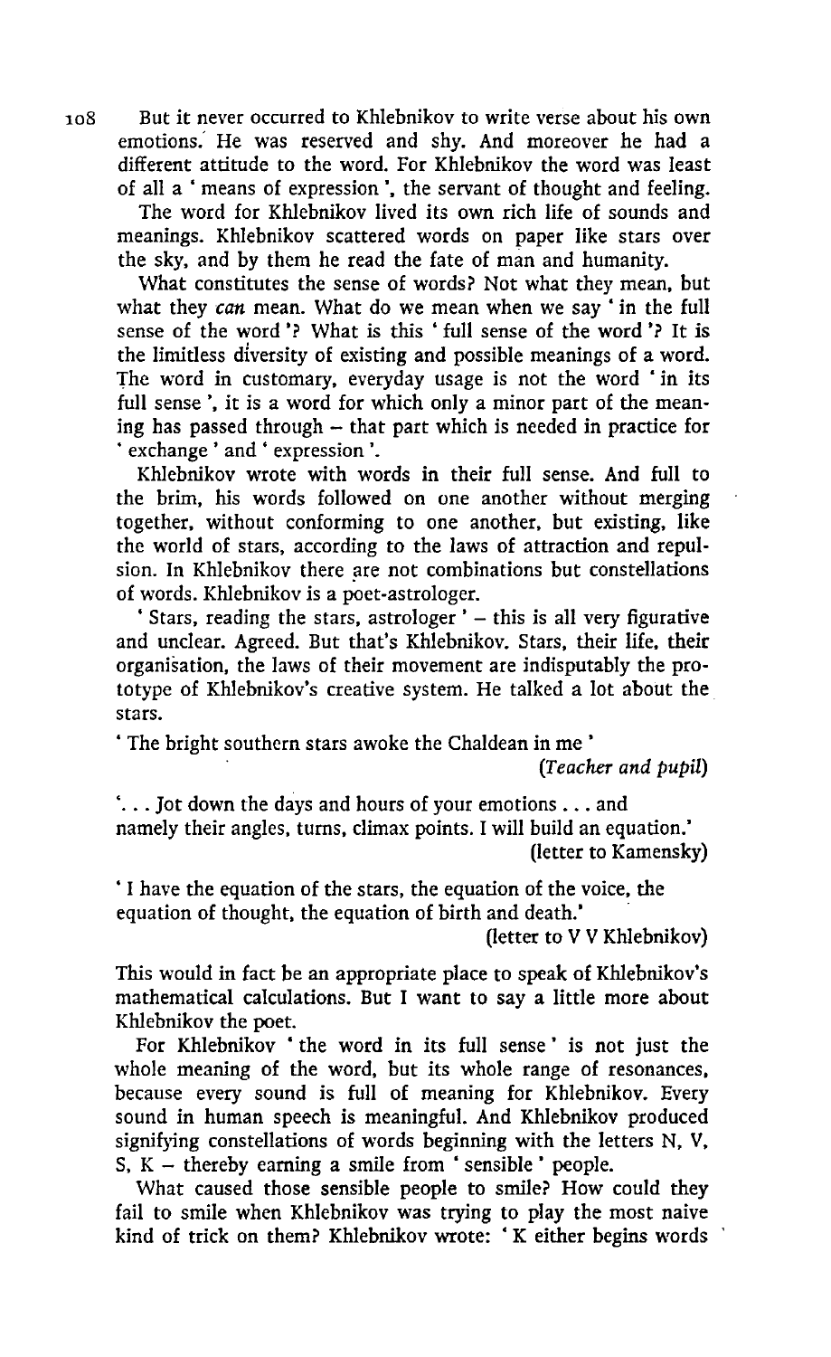But it never occurred to Khlebnikov to write verse about his own emotions. He was reserved and shy. And moreover he had a different attitude to the word. For Khlebnikov the word was least of all a ' means of expression ', the servant of thought and feeling.

The word for Khlebnikov lived its own rich life of sounds and meanings. Khlebnikov scattered words on paper like stars over the sky, and by them he read the fate of man and humanity.

What constitutes the sense of words? Not what they mean, but what they *can* mean. What do we mean when we say ' in the full sense of the word '? What is this ' full sense of the word '? It is the limitless diversity of existing and possible meanings of a word. The word in customary, everyday usage is not the word ' in its full sense ', it is a word for which only a minor part of the meaning has passed through – that part which is needed in practice for ' exchange ' and ' expression '.

Khlebnikov wrote with words in their full sense. And full to the brim, his words followed on one another without merging together, without conforming to one another, but existing, like the world of stars, according to the laws of attraction and repulsion. In Khlebnikov there are not combinations but constellations of words. Khlebnikov is a poet-astrologer.

' Stars, reading the stars, astrologer ' – this is all very figurative and unclear. Agreed. But that's Khlebnikov. Stars, their life, their organisation, the laws of their movement are indisputably the prototype of Khlebnikov's creative system. He talked a lot about the stars.

' The bright southern stars awoke the Chaldean in me '

(*Teacher and pupil*)

'. . . Jot down the days and hours of your emotions . . . and namely their angles, turns, climax points. I will build an equation.'

(letter to Kamensky)

' I have the equation of the stars, the equation of the voice, the equation of thought, the equation of birth and death.'

(letter to V V Khlebnikov)

This would in fact be an appropriate place to speak of Khlebnikov's mathematical calculations. But I want to say a little more about Khlebnikov the poet.

For Khlebnikov ' the word in its full sense ' is not just the whole meaning of the word, but its whole range of resonances, because every sound is full of meaning for Khlebnikov. Every sound in human speech is meaningful. And Khlebnikov produced signifying constellations of words beginning with the letters N, V, S, K – thereby earning a smile from ' sensible ' people.

What caused those sensible people to smile? How could they fail to smile when Khlebnikov was trying to play the most naive kind of trick on them? Khlebnikov wrote: ' K either begins words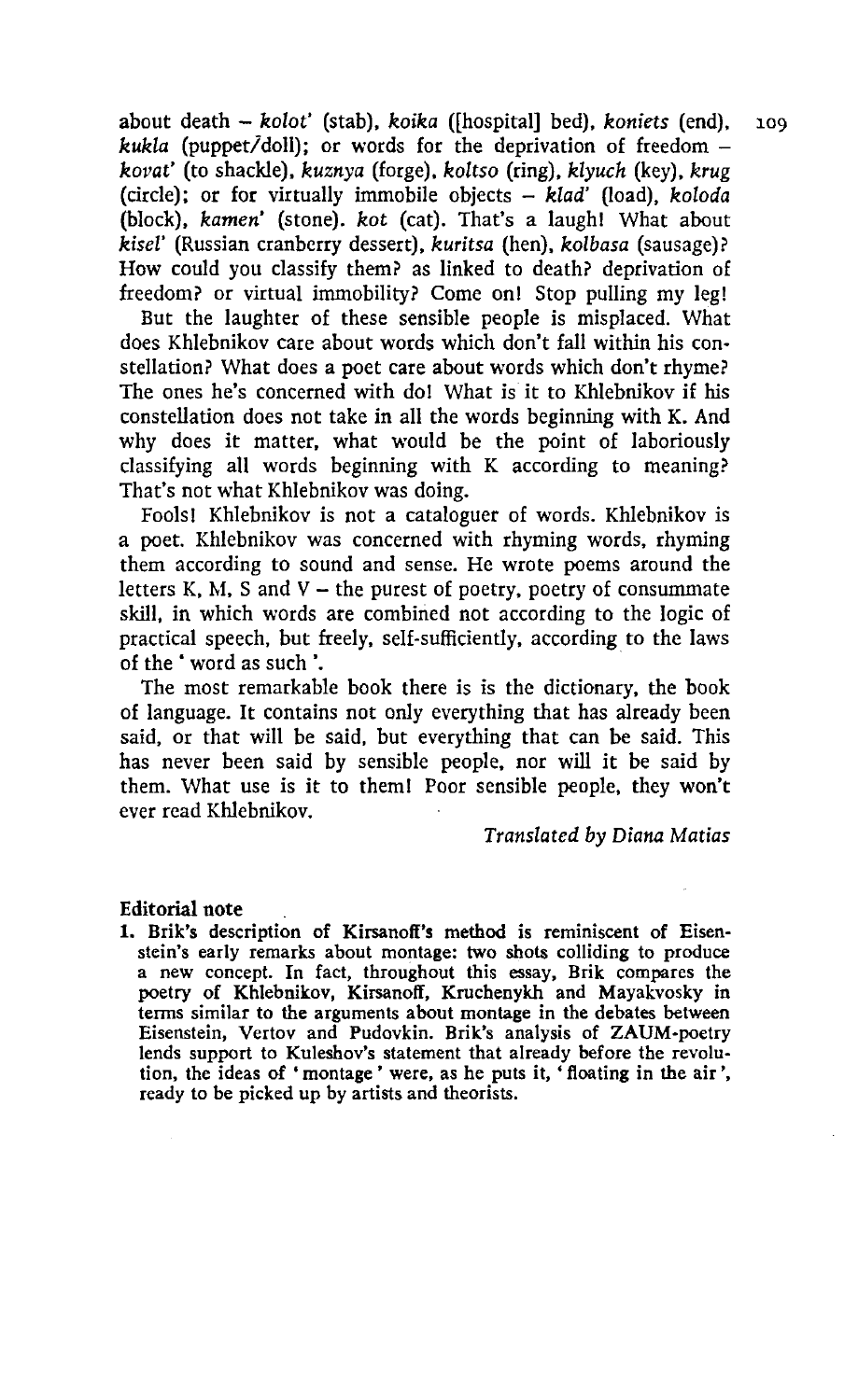about death – *kolot'* (stab), *koika* ([hospital] bed), *koniets* (end), *kukla* (puppet/doll); or words for the deprivation of freedom – *kovat'* (to shackle), *kuznya* (forge), *koltso* (ring), *klyuch* (key), *krug* (circle); or for virtually immobile objects – *klad'* (load), *koloda* (block), *kamen'* (stone). *kot* (cat). That's a laugh! What about *kisel'* (Russian cranberry dessert), *kuritsa* (hen), *kolbasa* (sausage)? How could you classify them? as linked to death? deprivation of freedom? or virtual immobility? Come on! Stop pulling my leg!

But the laughter of these sensible people is misplaced. What does Khlebnikov care about words which don't fall within his constellation? What does a poet care about words which don't rhyme? The ones he's concerned with do! What is it to Khlebnikov if his constellation does not take in all the words beginning with K. And why does it matter, what would be the point of laboriously classifying all words beginning with K according to meaning? That's not what Khlebnikov was doing.

Fools! Khlebnikov is not a cataloguer of words. Khlebnikov is a poet. Khlebnikov was concerned with rhyming words, rhyming them according to sound and sense. He wrote poems around the letters K, M, S and V – the purest of poetry, poetry of consummate skill, in which words are combined not according to the logic of practical speech, but freely, self-sufficiently, according to the laws of the ' word as such '.

The most remarkable book there is is the dictionary, the book of language. It contains not only everything that has already been said, or that will be said, but everything that can be said. This has never been said by sensible people, nor will it be said by them. What use is it to them! Poor sensible people, they won't ever read Khlebnikov.

*Translated by Diana Matias*

**Editorial note**

1. Brik's description of Kirsanoff's method is reminiscent of Eisenstein's early remarks about montage: two shots colliding to produce a new concept. In fact, throughout this essay, Brik compares the poetry of Khlebnikov, Kirsanoff, Kruchenykh and Mayakvosky in terms similar to the arguments about montage in the debates between Eisenstein, Vertov and Pudovkin. Brik's analysis of ZAUM-poetry lends support to Kuleshov's statement that already before the revolution, the ideas of ' montage ' were, as he puts it, ' floating in the air ', ready to be picked up by artists and theorists.